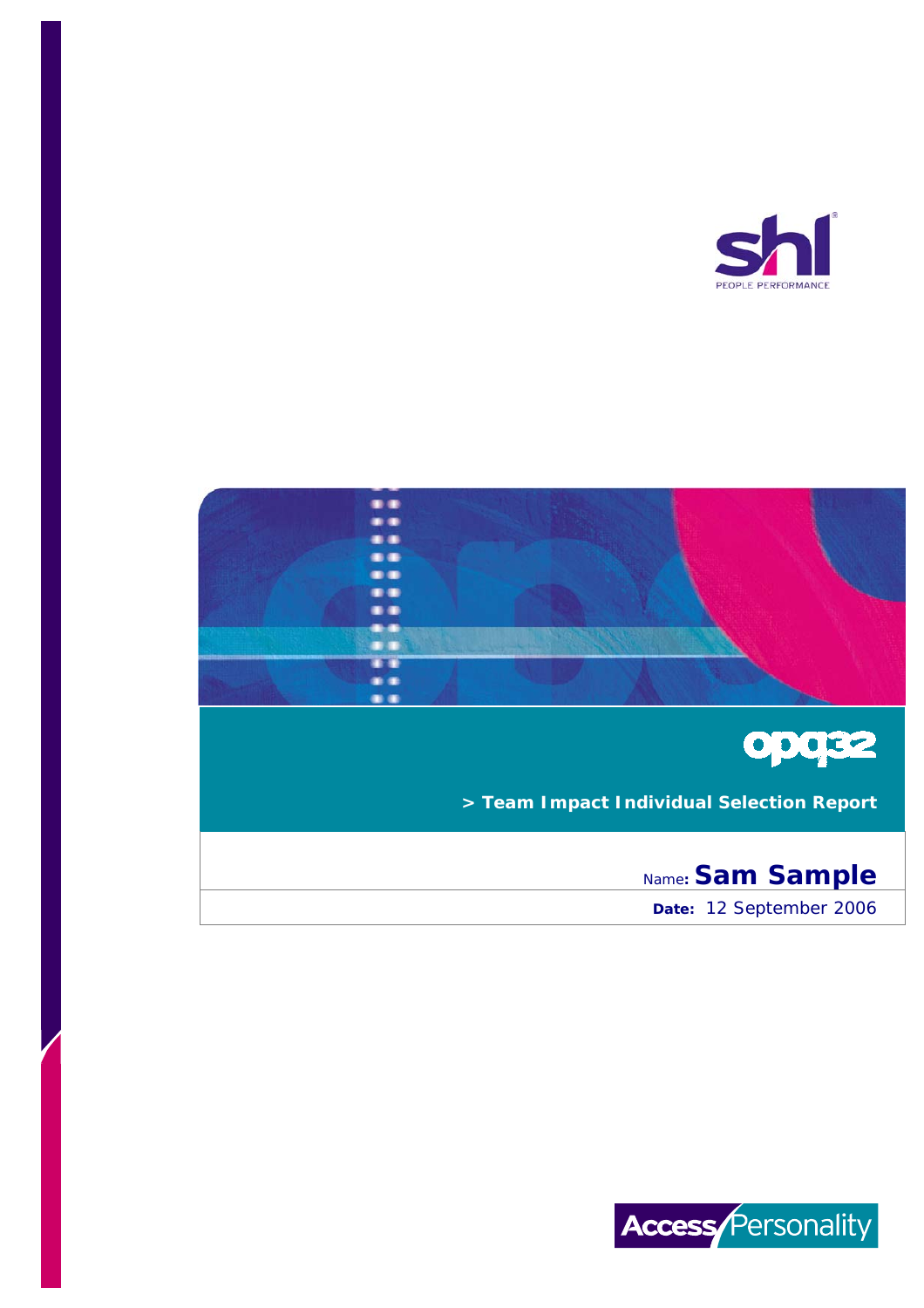shl

PEOPLE PERFORMANCE

opq32

# > Team Impact Individual Selection Report

Name: **Sam Sample**

**Date:** 12 September 2006

Access Personality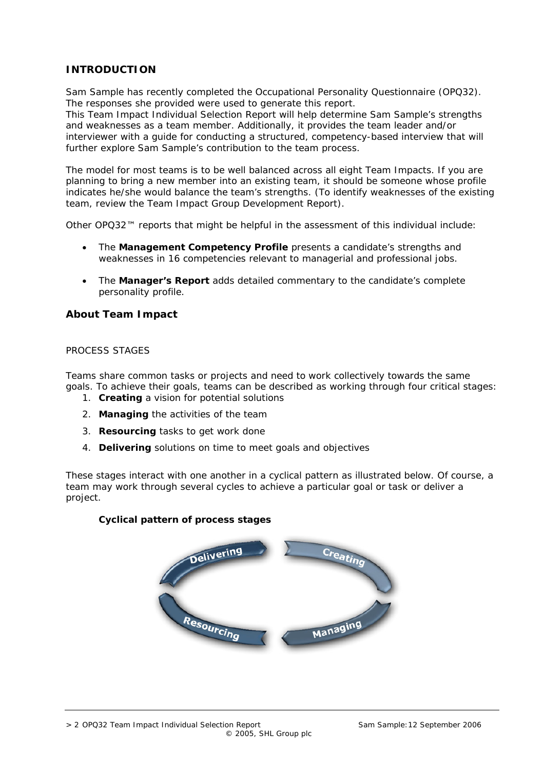## INTRODUCTION

Sam Sample has recently completed the Occupational Personality Questionnaire (OPQ32). The responses she provided were used to generate this report.
This Team Impact Individual Selection Report will help determine Sam Sample's strengths and weaknesses as a team member. Additionally, it provides the team leader and/or interviewer with a guide for conducting a structured, competency-based interview that will further explore Sam Sample's contribution to the team process.

The model for most teams is to be well balanced across all eight Team Impacts. If you are planning to bring a new member into an existing team, it should be someone whose profile indicates he/she would balance the team's strengths. (To identify weaknesses of the existing team, review the Team Impact Group Development Report).

Other OPQ32™ reports that might be helpful in the assessment of this individual include:

- The **Management Competency Profile** presents a candidate's strengths and weaknesses in 16 competencies relevant to managerial and professional jobs.
- The **Manager's Report** adds detailed commentary to the candidate's complete personality profile.

### About Team Impact

PROCESS STAGES

Teams share common tasks or projects and need to work collectively towards the same goals. To achieve their goals, teams can be described as working through four critical stages:

1. **Creating** a vision for potential solutions
2. **Managing** the activities of the team
3. **Resourcing** tasks to get work done
4. **Delivering** solutions on time to meet goals and objectives

These stages interact with one another in a cyclical pattern as illustrated below. Of course, a team may work through several cycles to achieve a particular goal or task or deliver a project.

**Cyclical pattern of process stages**

Delivering → Creating → Managing → Resourcing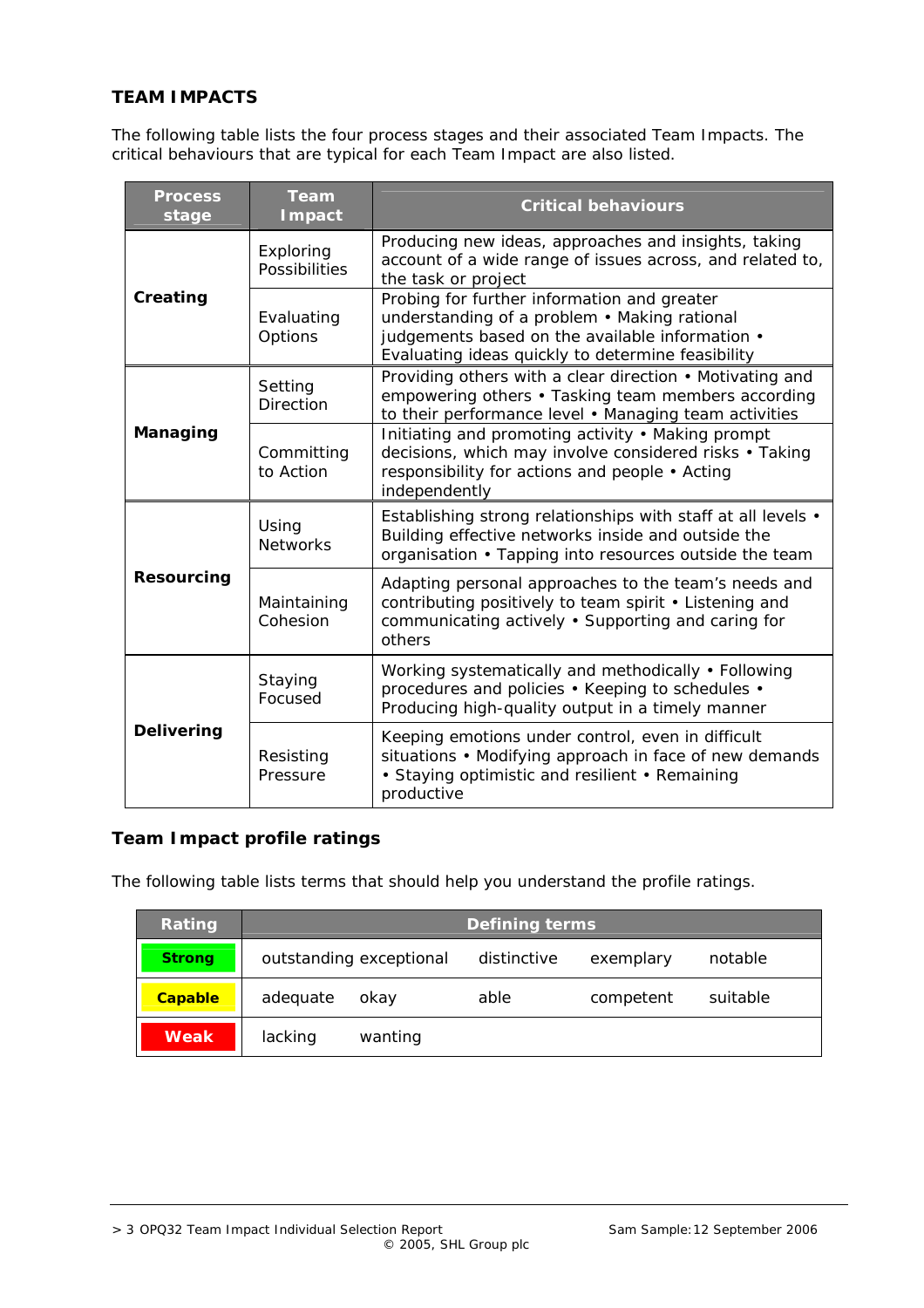## TEAM IMPACTS

The following table lists the four process stages and their associated Team Impacts. The critical behaviours that are typical for each Team Impact are also listed.

| Process stage | Team Impact | Critical behaviours |
|---|---|---|
| **Creating** | Exploring Possibilities | Producing new ideas, approaches and insights, taking account of a wide range of issues across, and related to, the task or project |
| | Evaluating Options | Probing for further information and greater understanding of a problem • Making rational judgements based on the available information • Evaluating ideas quickly to determine feasibility |
| **Managing** | Setting Direction | Providing others with a clear direction • Motivating and empowering others • Tasking team members according to their performance level • Managing team activities |
| | Committing to Action | Initiating and promoting activity • Making prompt decisions, which may involve considered risks • Taking responsibility for actions and people • Acting independently |
| **Resourcing** | Using Networks | Establishing strong relationships with staff at all levels • Building effective networks inside and outside the organisation • Tapping into resources outside the team |
| | Maintaining Cohesion | Adapting personal approaches to the team's needs and contributing positively to team spirit • Listening and communicating actively • Supporting and caring for others |
| **Delivering** | Staying Focused | Working systematically and methodically • Following procedures and policies • Keeping to schedules • Producing high-quality output in a timely manner |
| | Resisting Pressure | Keeping emotions under control, even in difficult situations • Modifying approach in face of new demands • Staying optimistic and resilient • Remaining productive |

### Team Impact profile ratings

The following table lists terms that should help you understand the profile ratings.

| Rating | Defining terms | | | | |
|---|---|---|---|---|---|
| **Strong** | outstanding | exceptional | distinctive | exemplary | notable |
| **Capable** | adequate | okay | able | competent | suitable |
| **Weak** | lacking | wanting | | | |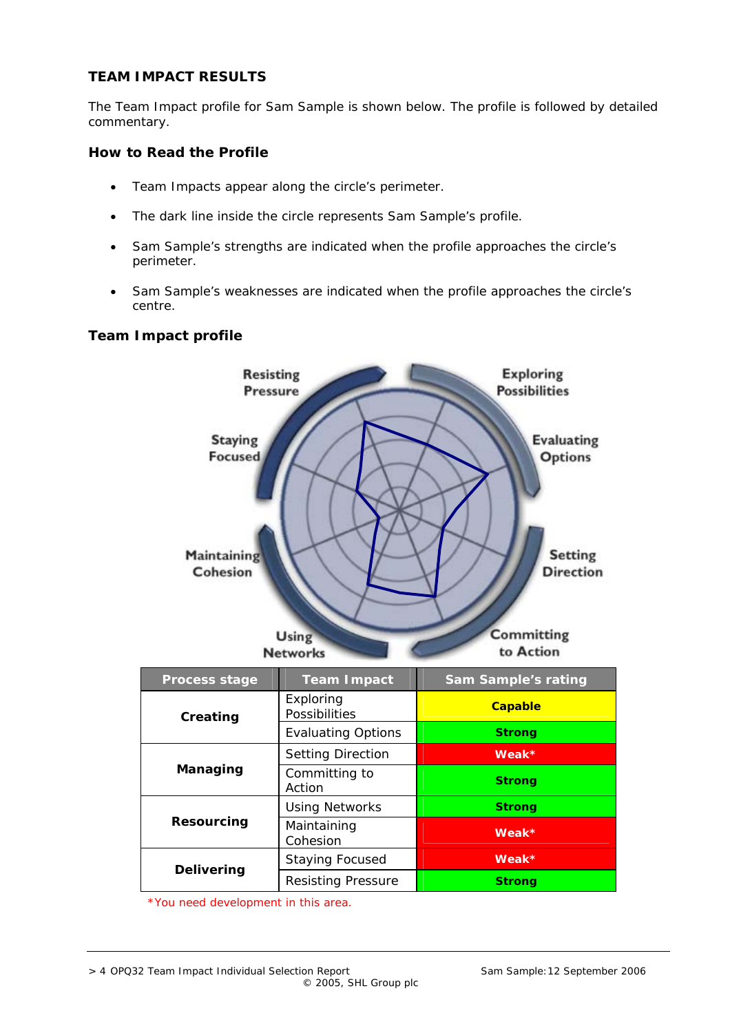## TEAM IMPACT RESULTS

The Team Impact profile for Sam Sample is shown below. The profile is followed by detailed commentary.

### How to Read the Profile

- Team Impacts appear along the circle's perimeter.
- The dark line inside the circle represents Sam Sample's profile.
- Sam Sample's strengths are indicated when the profile approaches the circle's perimeter.
- Sam Sample's weaknesses are indicated when the profile approaches the circle's centre.

### Team Impact profile

| Process stage | Team Impact | Sam Sample's rating |
|---|---|---|
| **Creating** | Exploring Possibilities | **Capable** |
| | Evaluating Options | **Strong** |
| **Managing** | Setting Direction | **Weak*** |
| | Committing to Action | **Strong** |
| **Resourcing** | Using Networks | **Strong** |
| | Maintaining Cohesion | **Weak*** |
| **Delivering** | Staying Focused | **Weak*** |
| | Resisting Pressure | **Strong** |

*You need development in this area.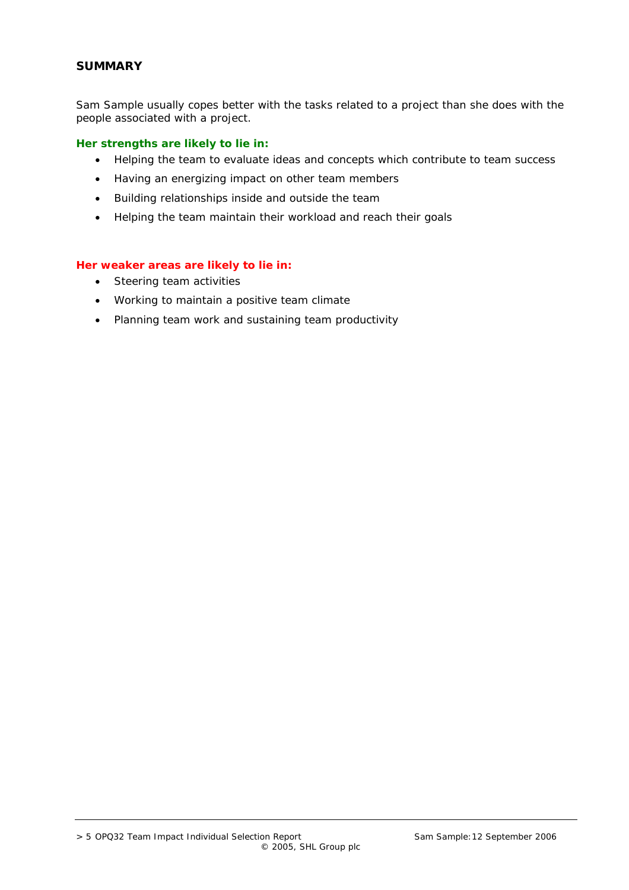## SUMMARY

Sam Sample usually copes better with the tasks related to a project than she does with the people associated with a project.

**Her strengths are likely to lie in:**

- Helping the team to evaluate ideas and concepts which contribute to team success
- Having an energizing impact on other team members
- Building relationships inside and outside the team
- Helping the team maintain their workload and reach their goals

**Her weaker areas are likely to lie in:**

- Steering team activities
- Working to maintain a positive team climate
- Planning team work and sustaining team productivity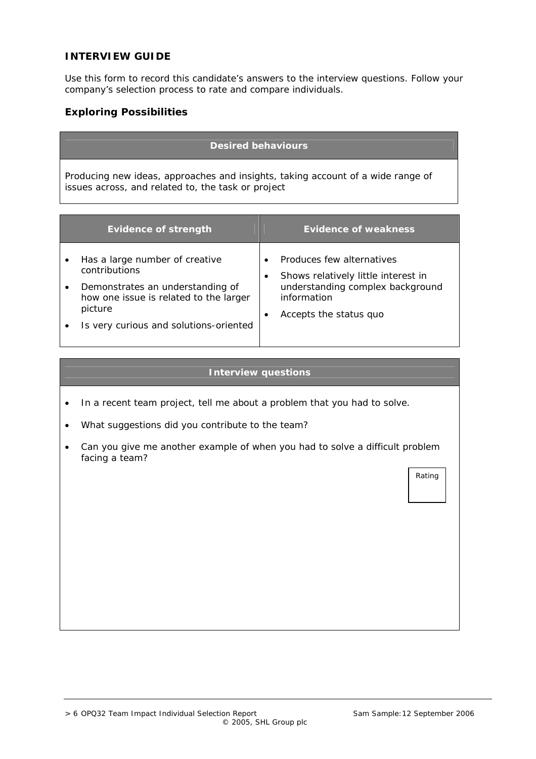## INTERVIEW GUIDE

Use this form to record this candidate's answers to the interview questions. Follow your company's selection process to rate and compare individuals.

### Exploring Possibilities

| Desired behaviours |
| --- |
| Producing new ideas, approaches and insights, taking account of a wide range of issues across, and related to, the task or project |

| Evidence of strength | Evidence of weakness |
| --- | --- |
| • Has a large number of creative contributions<br>• Demonstrates an understanding of how one issue is related to the larger picture<br>• Is very curious and solutions-oriented | • Produces few alternatives<br>• Shows relatively little interest in understanding complex background information<br>• Accepts the status quo |

| Interview questions |
| --- |
| • In a recent team project, tell me about a problem that you had to solve.<br>• What suggestions did you contribute to the team?<br>• Can you give me another example of when you had to solve a difficult problem facing a team?<br><br>Rating |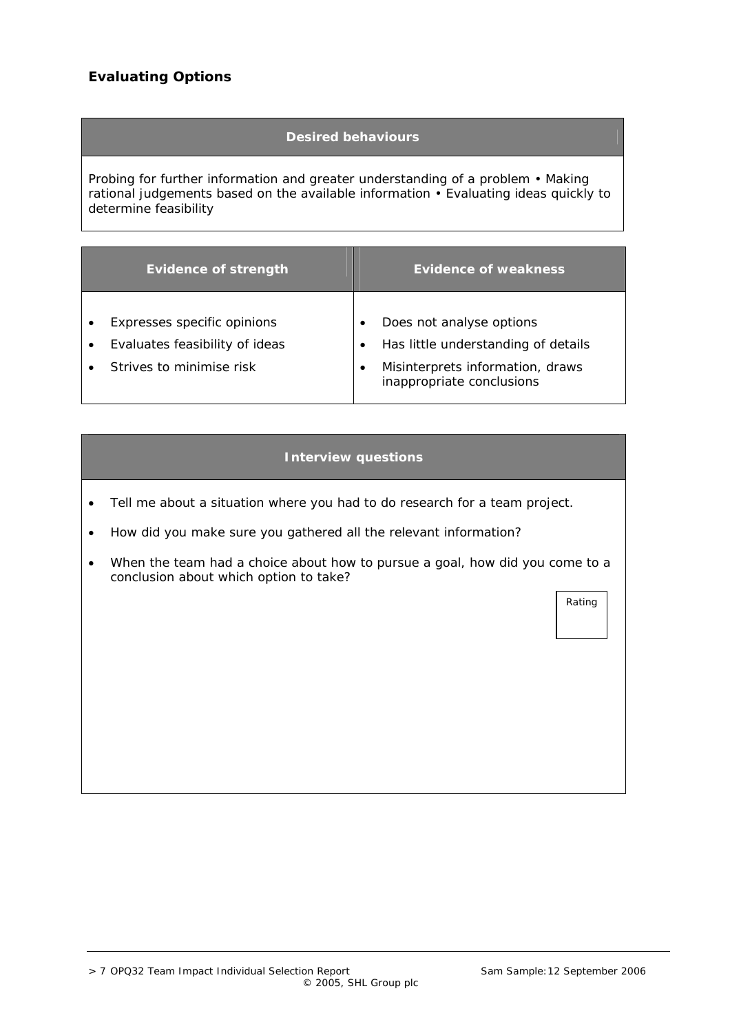## Evaluating Options

| Desired behaviours |
| --- |
| Probing for further information and greater understanding of a problem • Making rational judgements based on the available information • Evaluating ideas quickly to determine feasibility |

| Evidence of strength | Evidence of weakness |
| --- | --- |
| • Expresses specific opinions<br>• Evaluates feasibility of ideas<br>• Strives to minimise risk | • Does not analyse options<br>• Has little understanding of details<br>• Misinterprets information, draws inappropriate conclusions |

| Interview questions |
| --- |
| • Tell me about a situation where you had to do research for a team project.<br>• How did you make sure you gathered all the relevant information?<br>• When the team had a choice about how to pursue a goal, how did you come to a conclusion about which option to take? |

Rating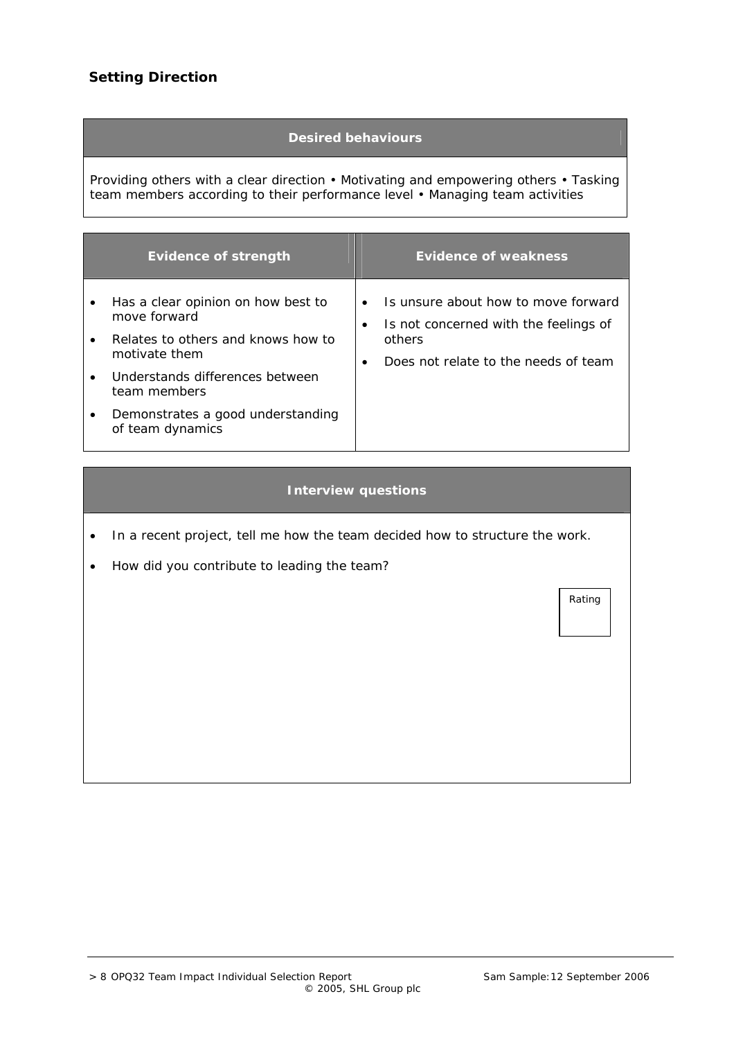## Setting Direction

| Desired behaviours |
| --- |
| Providing others with a clear direction • Motivating and empowering others • Tasking team members according to their performance level • Managing team activities |

| Evidence of strength | Evidence of weakness |
| --- | --- |
| • Has a clear opinion on how best to move forward<br>• Relates to others and knows how to motivate them<br>• Understands differences between team members<br>• Demonstrates a good understanding of team dynamics | • Is unsure about how to move forward<br>• Is not concerned with the feelings of others<br>• Does not relate to the needs of team |

**Interview questions**

- In a recent project, tell me how the team decided how to structure the work.
- How did you contribute to leading the team?

Rating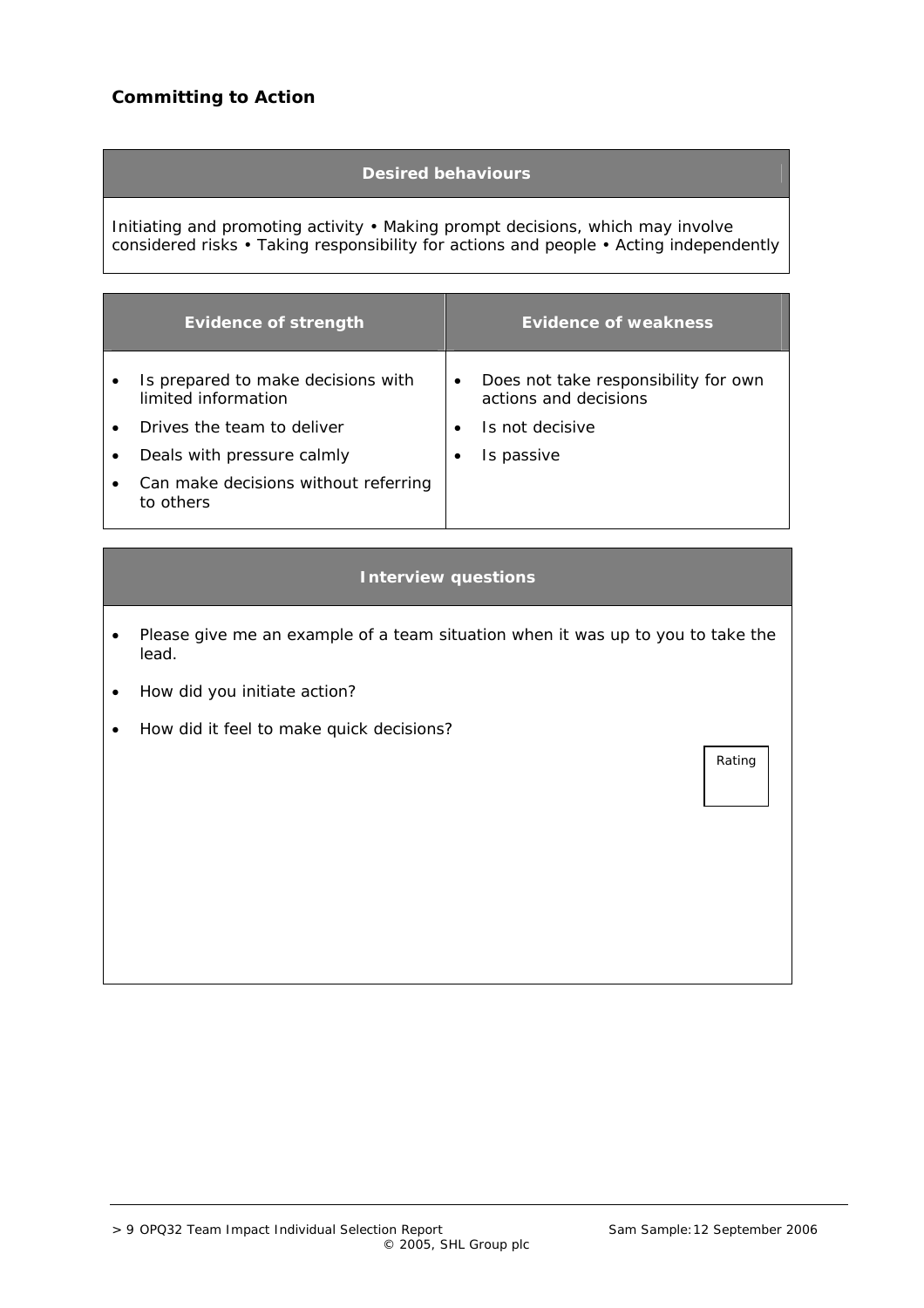## Committing to Action

| Desired behaviours |
| --- |
| Initiating and promoting activity • Making prompt decisions, which may involve considered risks • Taking responsibility for actions and people • Acting independently |

| Evidence of strength | Evidence of weakness |
| --- | --- |
| • Is prepared to make decisions with limited information<br>• Drives the team to deliver<br>• Deals with pressure calmly<br>• Can make decisions without referring to others | • Does not take responsibility for own actions and decisions<br>• Is not decisive<br>• Is passive |

### Interview questions

- Please give me an example of a team situation when it was up to you to take the lead.
- How did you initiate action?
- How did it feel to make quick decisions?

Rating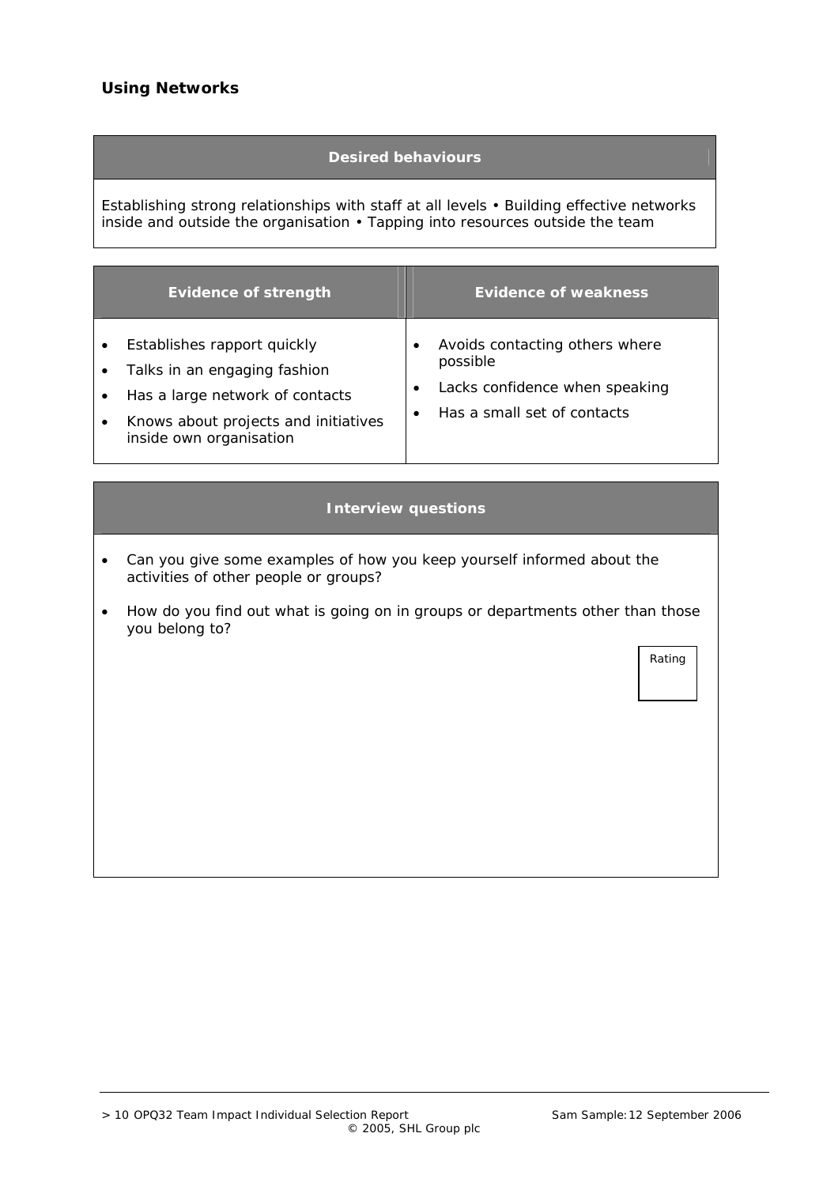## Using Networks

| Desired behaviours |
|---|
| Establishing strong relationships with staff at all levels • Building effective networks inside and outside the organisation • Tapping into resources outside the team |

| Evidence of strength | Evidence of weakness |
|---|---|
| • Establishes rapport quickly<br>• Talks in an engaging fashion<br>• Has a large network of contacts<br>• Knows about projects and initiatives inside own organisation | • Avoids contacting others where possible<br>• Lacks confidence when speaking<br>• Has a small set of contacts |

**Interview questions**

- Can you give some examples of how you keep yourself informed about the activities of other people or groups?
- How do you find out what is going on in groups or departments other than those you belong to?

Rating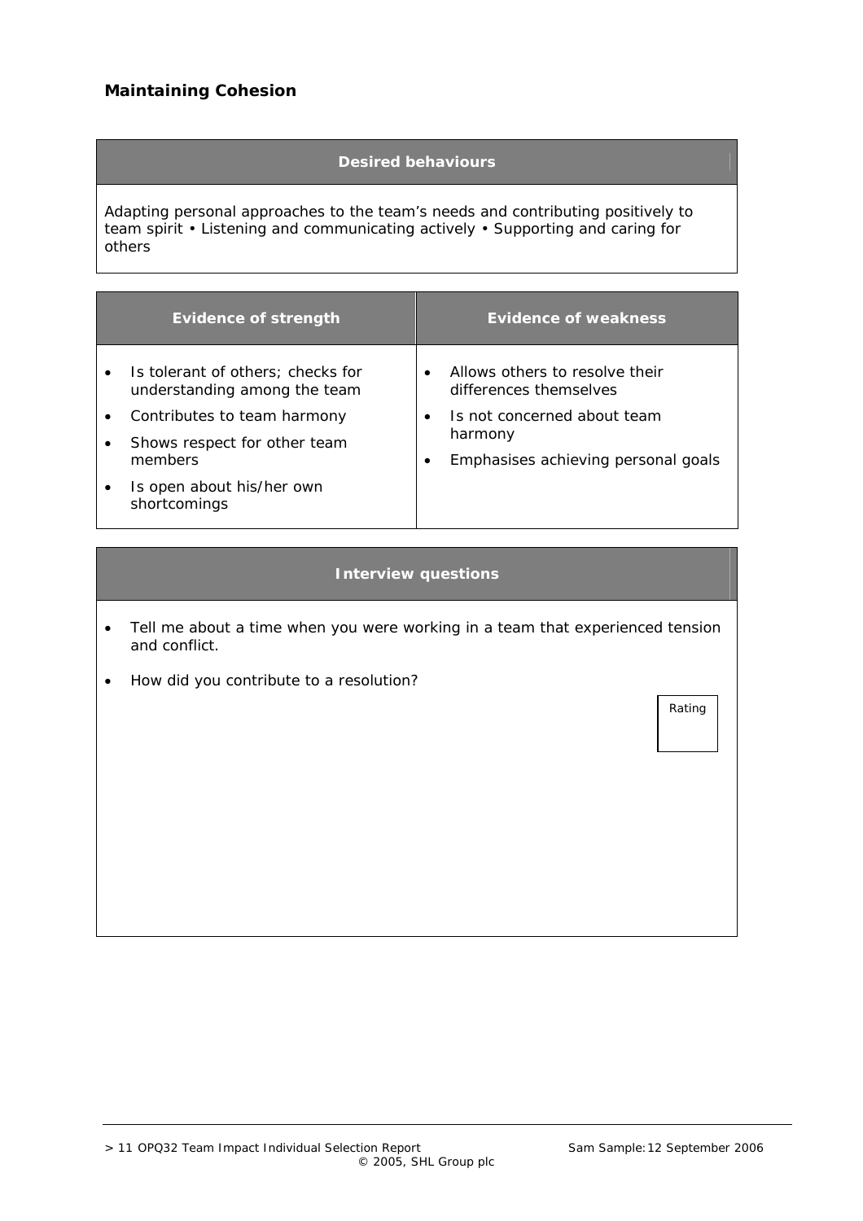## Maintaining Cohesion

| Desired behaviours |
| --- |
| Adapting personal approaches to the team's needs and contributing positively to team spirit • Listening and communicating actively • Supporting and caring for others |

| Evidence of strength | Evidence of weakness |
| --- | --- |
| • Is tolerant of others; checks for understanding among the team<br>• Contributes to team harmony<br>• Shows respect for other team members<br>• Is open about his/her own shortcomings | • Allows others to resolve their differences themselves<br>• Is not concerned about team harmony<br>• Emphasises achieving personal goals |

| Interview questions |
| --- |
| • Tell me about a time when you were working in a team that experienced tension and conflict.<br>• How did you contribute to a resolution?<br><br>Rating |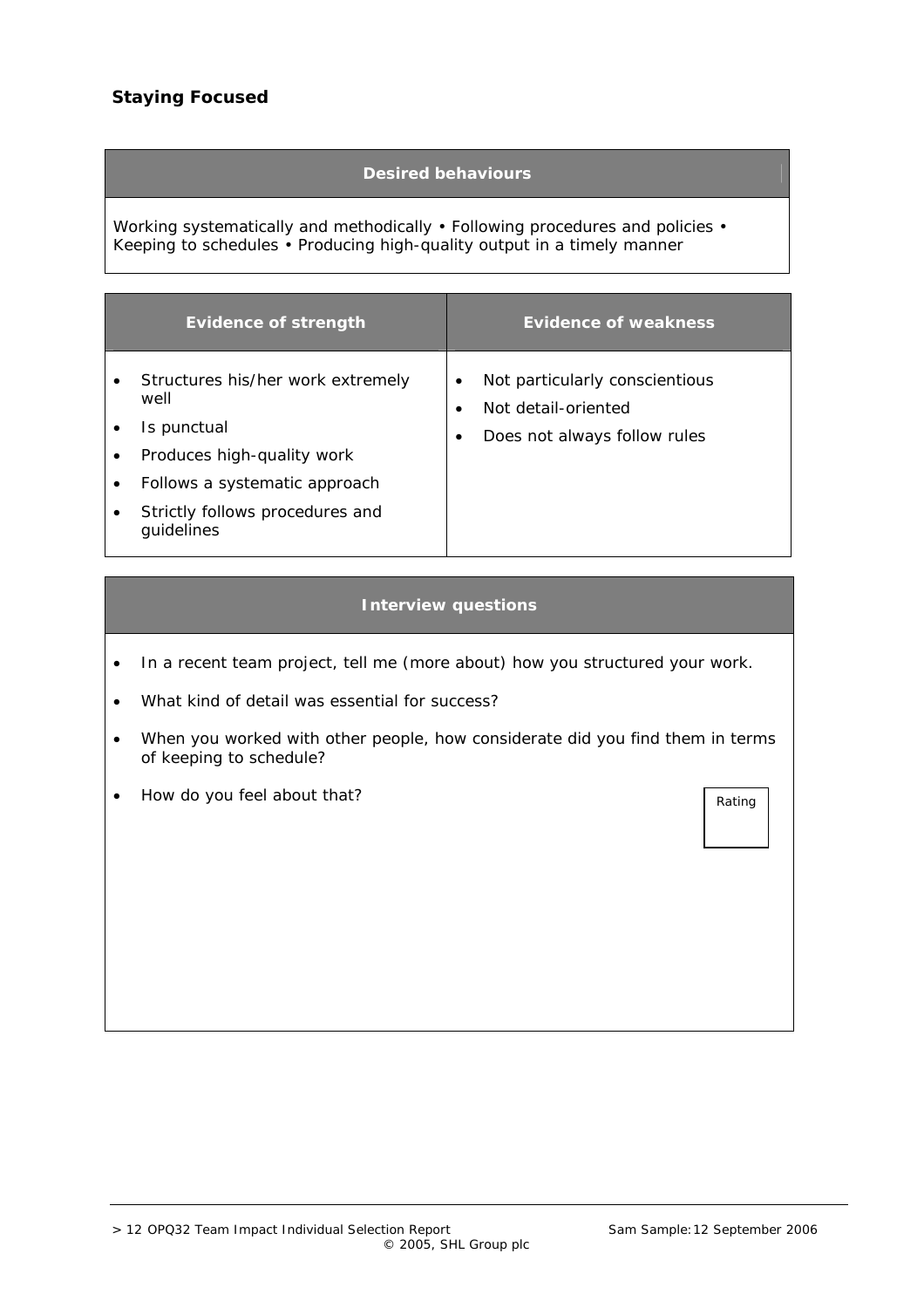## Staying Focused

| Desired behaviours |
| --- |
| Working systematically and methodically • Following procedures and policies • Keeping to schedules • Producing high-quality output in a timely manner |

| Evidence of strength | Evidence of weakness |
| --- | --- |
| • Structures his/her work extremely well<br>• Is punctual<br>• Produces high-quality work<br>• Follows a systematic approach<br>• Strictly follows procedures and guidelines | • Not particularly conscientious<br>• Not detail-oriented<br>• Does not always follow rules |

### Interview questions

- In a recent team project, tell me (more about) how you structured your work.
- What kind of detail was essential for success?
- When you worked with other people, how considerate did you find them in terms of keeping to schedule?
- How do you feel about that?

Rating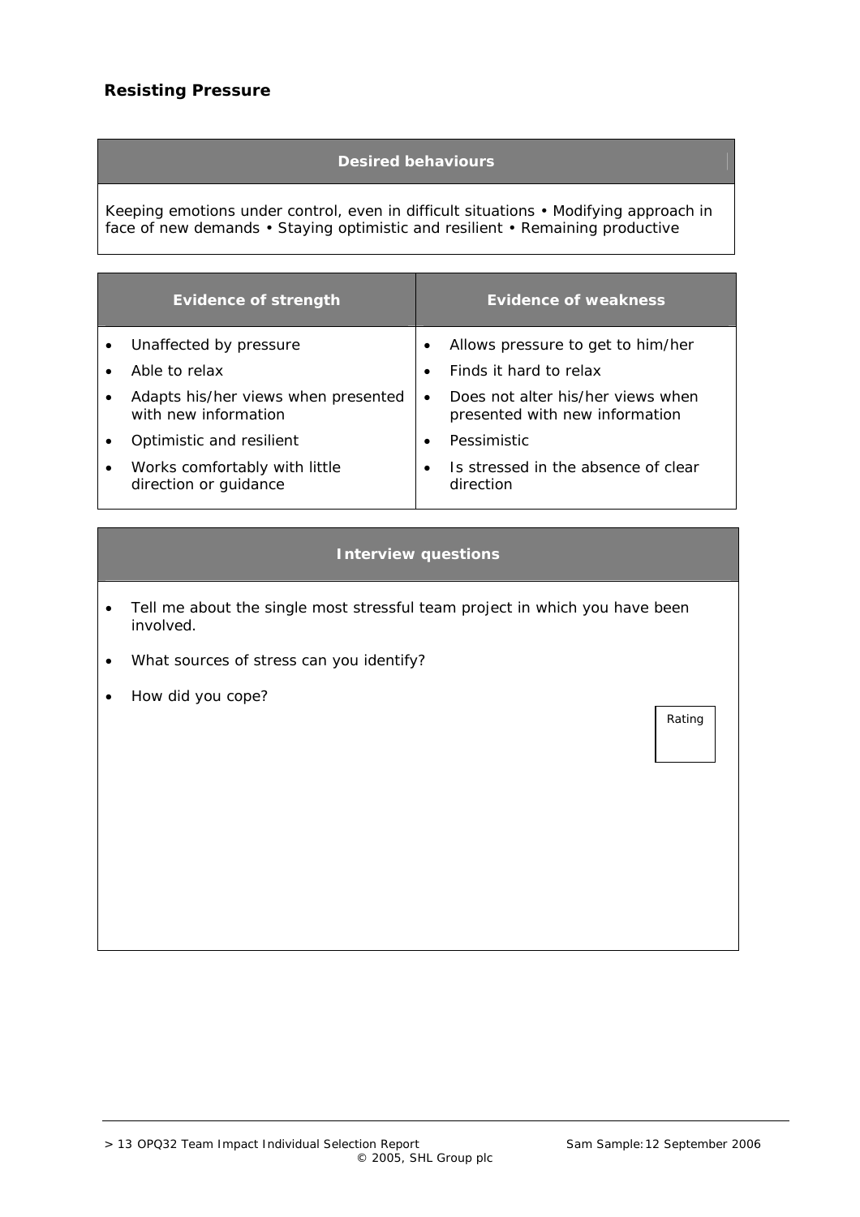## Resisting Pressure

| Desired behaviours |
| --- |
| Keeping emotions under control, even in difficult situations • Modifying approach in face of new demands • Staying optimistic and resilient • Remaining productive |

| Evidence of strength | Evidence of weakness |
| --- | --- |
| • Unaffected by pressure | • Allows pressure to get to him/her |
| • Able to relax | • Finds it hard to relax |
| • Adapts his/her views when presented with new information | • Does not alter his/her views when presented with new information |
| • Optimistic and resilient | • Pessimistic |
| • Works comfortably with little direction or guidance | • Is stressed in the absence of clear direction |

### Interview questions

- Tell me about the single most stressful team project in which you have been involved.
- What sources of stress can you identify?
- How did you cope?

Rating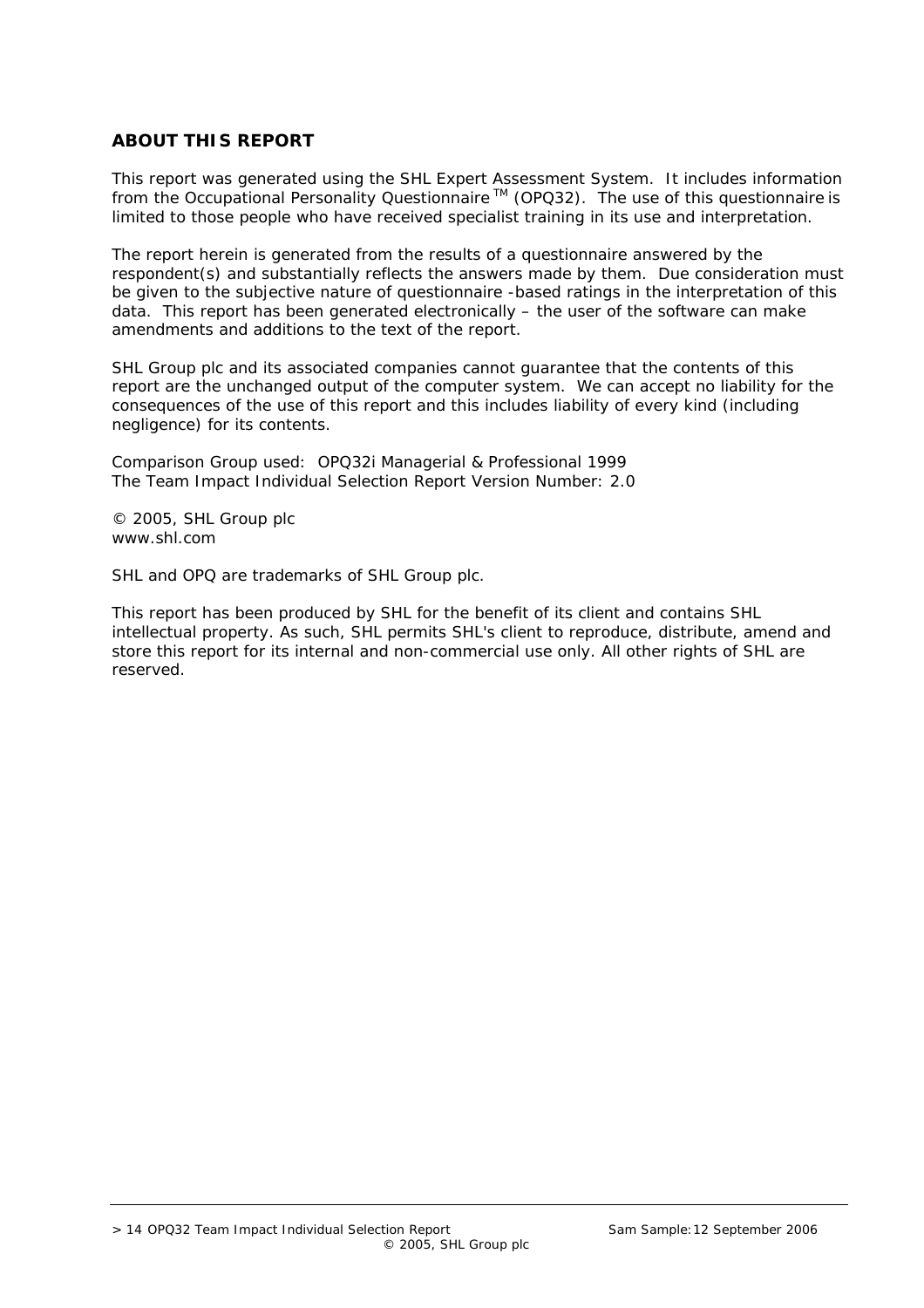## ABOUT THIS REPORT

This report was generated using the SHL Expert Assessment System. It includes information from the Occupational Personality Questionnaire™ (OPQ32). The use of this questionnaire is limited to those people who have received specialist training in its use and interpretation.

The report herein is generated from the results of a questionnaire answered by the respondent(s) and substantially reflects the answers made by them. Due consideration must be given to the subjective nature of questionnaire -based ratings in the interpretation of this data. This report has been generated electronically – the user of the software can make amendments and additions to the text of the report.

SHL Group plc and its associated companies cannot guarantee that the contents of this report are the unchanged output of the computer system. We can accept no liability for the consequences of the use of this report and this includes liability of every kind (including negligence) for its contents.

Comparison Group used: OPQ32i Managerial & Professional 1999
The Team Impact Individual Selection Report Version Number: 2.0

© 2005, SHL Group plc
www.shl.com

SHL and OPQ are trademarks of SHL Group plc.

This report has been produced by SHL for the benefit of its client and contains SHL intellectual property. As such, SHL permits SHL's client to reproduce, distribute, amend and store this report for its internal and non-commercial use only. All other rights of SHL are reserved.